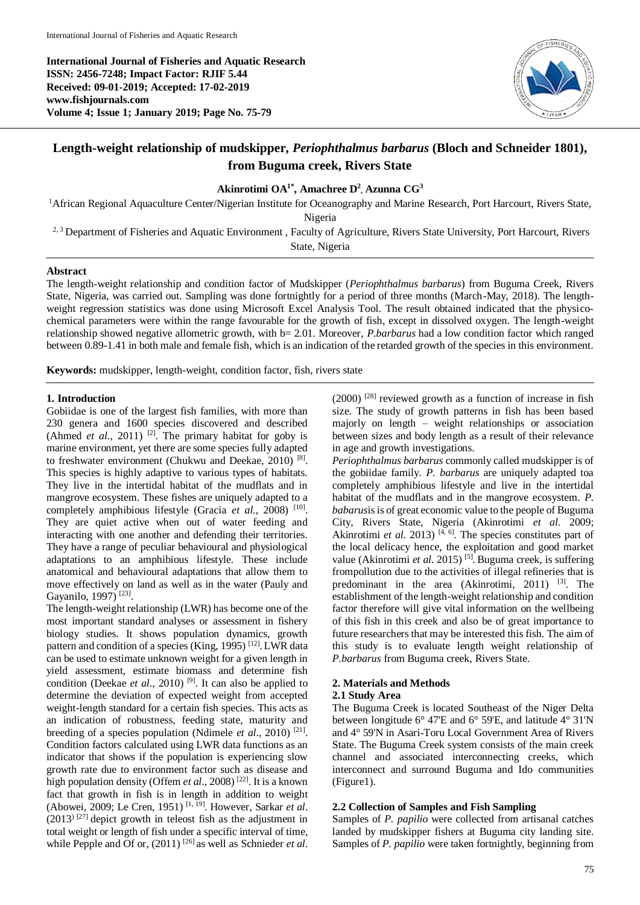**International Journal of Fisheries and Aquatic Research**
**ISSN: 2456-7248; Impact Factor: RJIF 5.44**
**Received: 09-01-2019; Accepted: 17-02-2019**
**www.fishjournals.com**
**Volume 4; Issue 1; January 2019; Page No. 75-79**

# Length-weight relationship of mudskipper, *Periophthalmus barbarus* (Bloch and Schneider 1801), from Buguma creek, Rivers State

**Akinrotimi OA[1*], Amachree D[2], Azunna CG[3]**

[1]African Regional Aquaculture Center/Nigerian Institute for Oceanography and Marine Research, Port Harcourt, Rivers State, Nigeria

[2, 3] Department of Fisheries and Aquatic Environment , Faculty of Agriculture, Rivers State University, Port Harcourt, Rivers State, Nigeria

## Abstract

The length-weight relationship and condition factor of Mudskipper (*Periophthalmus barbarus*) from Buguma Creek, Rivers State, Nigeria, was carried out. Sampling was done fortnightly for a period of three months (March-May, 2018). The length-weight regression statistics was done using Microsoft Excel Analysis Tool. The result obtained indicated that the physico-chemical parameters were within the range favourable for the growth of fish, except in dissolved oxygen. The length-weight relationship showed negative allometric growth, with b= 2.01. Moreover, *P.barbarus* had a low condition factor which ranged between 0.89-1.41 in both male and female fish, which is an indication of the retarded growth of the species in this environment.

**Keywords:** mudskipper, length-weight, condition factor, fish, rivers state

## 1. Introduction

Gobiidae is one of the largest fish families, with more than 230 genera and 1600 species discovered and described (Ahmed *et al*., 2011) [2]. The primary habitat for goby is marine environment, yet there are some species fully adapted to freshwater environment (Chukwu and Deekae, 2010) [8]. This species is highly adaptive to various types of habitats. They live in the intertidal habitat of the mudflats and in mangrove ecosystem. These fishes are uniquely adapted to a completely amphibious lifestyle (Gracia *et al*., 2008) [10]. They are quiet active when out of water feeding and interacting with one another and defending their territories. They have a range of peculiar behavioural and physiological adaptations to an amphibious lifestyle. These include anatomical and behavioural adaptations that allow them to move effectively on land as well as in the water (Pauly and Gayanilo, 1997) [23].

The length-weight relationship (LWR) has become one of the most important standard analyses or assessment in fishery biology studies. It shows population dynamics, growth pattern and condition of a species (King, 1995) [12]. LWR data can be used to estimate unknown weight for a given length in yield assessment, estimate biomass and determine fish condition (Deekae *et al*., 2010) [9]. It can also be applied to determine the deviation of expected weight from accepted weight-length standard for a certain fish species. This acts as an indication of robustness, feeding state, maturity and breeding of a species population (Ndimele *et al*., 2010) [21]. Condition factors calculated using LWR data functions as an indicator that shows if the population is experiencing slow growth rate due to environment factor such as disease and high population density (Offem *et al*., 2008) [22]. It is a known fact that growth in fish is in length in addition to weight (Abowei, 2009; Le Cren, 1951) [1, 19]. However, Sarkar *et al*. (2013) [27] depict growth in teleost fish as the adjustment in total weight or length of fish under a specific interval of time, while Pepple and Of or, (2011) [26] as well as Schnieder *et al*. (2000) [28] reviewed growth as a function of increase in fish size. The study of growth patterns in fish has been based majorly on length – weight relationships or association between sizes and body length as a result of their relevance in age and growth investigations.

*Periophthalmus barbarus* commonly called mudskipper is of the gobiidae family. *P. barbarus* are uniquely adapted toa completely amphibious lifestyle and live in the intertidal habitat of the mudflats and in the mangrove ecosystem. *P. babarus*is is of great economic value to the people of Buguma City, Rivers State, Nigeria (Akinrotimi *et al*. 2009; Akinrotimi *et al*. 2013) [4, 6]. The species constitutes part of the local delicacy hence, the exploitation and good market value (Akinrotimi *et al*. 2015) [5]. Buguma creek, is suffering frompollution due to the activities of illegal refineries that is predominant in the area (Akinrotimi, 2011) [3]. The establishment of the length-weight relationship and condition factor therefore will give vital information on the wellbeing of this fish in this creek and also be of great importance to future researchers that may be interested this fish. The aim of this study is to evaluate length weight relationship of *P.barbarus* from Buguma creek, Rivers State.

## 2. Materials and Methods

### 2.1 Study Area

The Buguma Creek is located Southeast of the Niger Delta between longitude 6° 47'E and 6° 59'E, and latitude 4° 31'N and 4° 59'N in Asari-Toru Local Government Area of Rivers State. The Buguma Creek system consists of the main creek channel and associated interconnecting creeks, which interconnect and surround Buguma and Ido communities (Figure1).

### 2.2 Collection of Samples and Fish Sampling

Samples of *P. papilio* were collected from artisanal catches landed by mudskipper fishers at Buguma city landing site. Samples of *P. papilio* were taken fortnightly, beginning from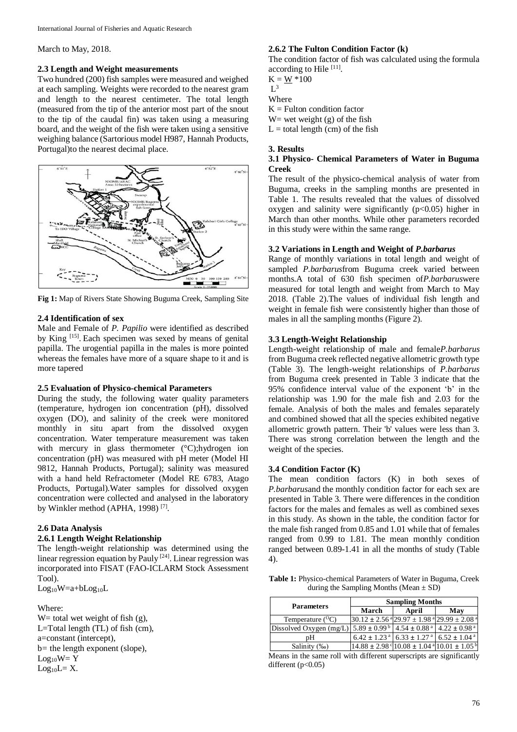March to May, 2018.

### 2.3 Length and Weight measurements

Two hundred (200) fish samples were measured and weighed at each sampling. Weights were recorded to the nearest gram and length to the nearest centimeter. The total length (measured from the tip of the anterior most part of the snout to the tip of the caudal fin) was taken using a measuring board, and the weight of the fish were taken using a sensitive weighing balance (Sartorious model H987, Hannah Products, Portugal)to the nearest decimal place.

**Fig 1:** Map of Rivers State Showing Buguma Creek, Sampling Site

### 2.4 Identification of sex

Male and Female of *P. Papilio* were identified as described by King [15]. Each specimen was sexed by means of genital papilla. The urogential papilla in the males is more pointed whereas the females have more of a square shape to it and is more tapered

### 2.5 Evaluation of Physico-chemical Parameters

During the study, the following water quality parameters (temperature, hydrogen ion concentration (pH), dissolved oxygen (DO), and salinity of the creek were monitored monthly in situ apart from the dissolved oxygen concentration. Water temperature measurement was taken with mercury in glass thermometer (°C);hydrogen ion concentration (pH) was measured with pH meter (Model HI 9812, Hannah Products, Portugal); salinity was measured with a hand held Refractometer (Model RE 6783, Atago Products, Portugal).Water samples for dissolved oxygen concentration were collected and analysed in the laboratory by Winkler method (APHA, 1998) [7].

### 2.6 Data Analysis

#### 2.6.1 Length Weight Relationship

The length-weight relationship was determined using the linear regression equation by Pauly [24]. Linear regression was incorporated into FISAT (FAO-ICLARM Stock Assessment Tool).

$Log_{10}W=a+bLog_{10}L$

Where:
W= total wet weight of fish (g),
L=Total length (TL) of fish (cm),
a=constant (intercept),
b= the length exponent (slope),
$Log_{10}W= Y$
$Log_{10}L= X$.

#### 2.6.2 The Fulton Condition Factor (k)

The condition factor of fish was calculated using the formula according to Hile [11].

$$K = \frac{W}{L^3} * 100$$

Where
K = Fulton condition factor
W= wet weight (g) of the fish
L = total length (cm) of the fish

## 3. Results

### 3.1 Physico- Chemical Parameters of Water in Buguma Creek

The result of the physico-chemical analysis of water from Buguma, creeks in the sampling months are presented in Table 1. The results revealed that the values of dissolved oxygen and salinity were significantly ($p<0.05$) higher in March than other months. While other parameters recorded in this study were within the same range.

### 3.2 Variations in Length and Weight of *P.barbarus*

Range of monthly variations in total length and weight of sampled *P.barbarus*from Buguma creek varied between months.A total of 630 fish specimen of*P.barbarus*were measured for total length and weight from March to May 2018. (Table 2).The values of individual fish length and weight in female fish were consistently higher than those of males in all the sampling months (Figure 2).

### 3.3 Length-Weight Relationship

Length-weight relationship of male and female*P.barbarus* from Buguma creek reflected negative allometric growth type (Table 3). The length-weight relationships of *P.barbarus* from Buguma creek presented in Table 3 indicate that the 95% confidence interval value of the exponent 'b' in the relationship was 1.90 for the male fish and 2.03 for the female. Analysis of both the males and females separately and combined showed that all the species exhibited negative allometric growth pattern. Their 'b' values were less than 3. There was strong correlation between the length and the weight of the species.

### 3.4 Condition Factor (K)

The mean condition factors (K) in both sexes of *P.barbarus*and the monthly condition factor for each sex are presented in Table 3. There were differences in the condition factors for the males and females as well as combined sexes in this study. As shown in the table, the condition factor for the male fish ranged from 0.85 and 1.01 while that of females ranged from 0.99 to 1.81. The mean monthly condition ranged between 0.89-1.41 in all the months of study (Table 4).

**Table 1:** Physico-chemical Parameters of Water in Buguma, Creek during the Sampling Months (Mean ± SD)

| Parameters | Sampling Months | | |
|---|---|---|---|
| | March | April | May |
| Temperature ($^{O}C$) | $30.12 \pm 2.56^{a}$ | $29.97 \pm 1.98^{a}$ | $29.99 \pm 2.08^{a}$ |
| Dissolved Oxygen (mg/L) | $5.89 \pm 0.99^{b}$ | $4.54 \pm 0.88^{a}$ | $4.22 \pm 0.98^{a}$ |
| pH | $6.42 \pm 1.23^{a}$ | $6.33 \pm 1.27^{a}$ | $6.52 \pm 1.04^{a}$ |
| Salinity (‰) | $14.88 \pm 2.98^{c}$ | $10.08 \pm 1.04^{a}$ | $10.01 \pm 1.05^{b}$ |

Means in the same roll with different superscripts are significantly different ($p<0.05$)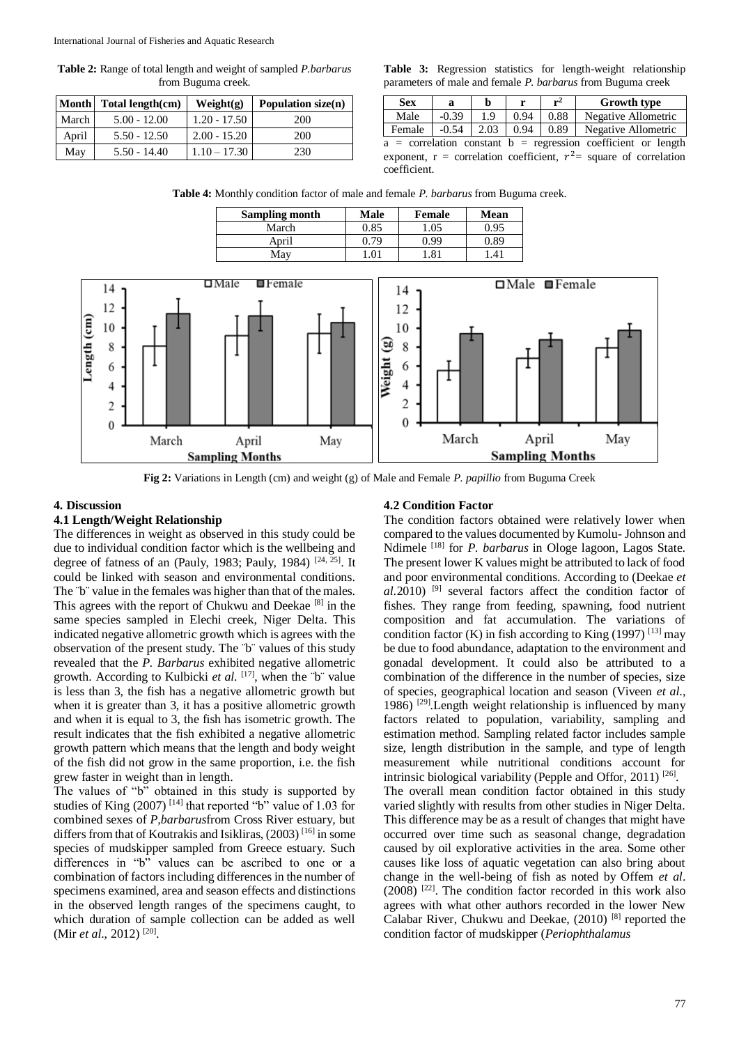**Table 2:** Range of total length and weight of sampled *P.barbarus* from Buguma creek.

| Month | Total length(cm) | Weight(g) | Population size(n) |
|---|---|---|---|
| March | 5.00 - 12.00 | 1.20 - 17.50 | 200 |
| April | 5.50 - 12.50 | 2.00 - 15.20 | 200 |
| May | 5.50 - 14.40 | 1.10 – 17.30 | 230 |

**Table 3:** Regression statistics for length-weight relationship parameters of male and female *P. barbarus* from Buguma creek

| Sex | a | b | r | $r^2$ | Growth type |
|---|---|---|---|---|---|
| Male | -0.39 | 1.9 | 0.94 | 0.88 | Negative Allometric |
| Female | -0.54 | 2.03 | 0.94 | 0.89 | Negative Allometric |

a = correlation constant b = regression coefficient or length exponent, r = correlation coefficient, $r^2$= square of correlation coefficient.

**Table 4:** Monthly condition factor of male and female *P. barbarus* from Buguma creek.

| Sampling month | Male | Female | Mean |
|---|---|---|---|
| March | 0.85 | 1.05 | 0.95 |
| April | 0.79 | 0.99 | 0.89 |
| May | 1.01 | 1.81 | 1.41 |

**Fig 2:** Variations in Length (cm) and weight (g) of Male and Female *P. papillio* from Buguma Creek

## 4. Discussion

### 4.1 Length/Weight Relationship

The differences in weight as observed in this study could be due to individual condition factor which is the wellbeing and degree of fatness of an (Pauly, 1983; Pauly, 1984) [24, 25]. It could be linked with season and environmental conditions. The ¨b¨ value in the females was higher than that of the males. This agrees with the report of Chukwu and Deekae [8] in the same species sampled in Elechi creek, Niger Delta. This indicated negative allometric growth which is agrees with the observation of the present study. The ¨b¨ values of this study revealed that the *P. Barbarus* exhibited negative allometric growth. According to Kulbicki *et al.* [17], when the ¨b¨ value is less than 3, the fish has a negative allometric growth but when it is greater than 3, it has a positive allometric growth and when it is equal to 3, the fish has isometric growth. The result indicates that the fish exhibited a negative allometric growth pattern which means that the length and body weight of the fish did not grow in the same proportion, i.e. the fish grew faster in weight than in length.

The values of "b" obtained in this study is supported by studies of King (2007) [14] that reported "b" value of 1.03 for combined sexes of *P,barbarus*from Cross River estuary, but differs from that of Koutrakis and Isikliras, (2003) [16] in some species of mudskipper sampled from Greece estuary. Such differences in "b" values can be ascribed to one or a combination of factors including differences in the number of specimens examined, area and season effects and distinctions in the observed length ranges of the specimens caught, to which duration of sample collection can be added as well (Mir *et al*., 2012) [20].

### 4.2 Condition Factor

The condition factors obtained were relatively lower when compared to the values documented by Kumolu- Johnson and Ndimele [18] for *P. barbarus* in Ologe lagoon, Lagos State. The present lower K values might be attributed to lack of food and poor environmental conditions. According to (Deekae *et al*.2010) [9] several factors affect the condition factor of fishes. They range from feeding, spawning, food nutrient composition and fat accumulation. The variations of condition factor (K) in fish according to King (1997) [13] may be due to food abundance, adaptation to the environment and gonadal development. It could also be attributed to a combination of the difference in the number of species, size of species, geographical location and season (Viveen *et al*., 1986) [29].Length weight relationship is influenced by many factors related to population, variability, sampling and estimation method. Sampling related factor includes sample size, length distribution in the sample, and type of length measurement while nutritional conditions account for intrinsic biological variability (Pepple and Offor, 2011) [26].

The overall mean condition factor obtained in this study varied slightly with results from other studies in Niger Delta. This difference may be as a result of changes that might have occurred over time such as seasonal change, degradation caused by oil explorative activities in the area. Some other causes like loss of aquatic vegetation can also bring about change in the well-being of fish as noted by Offem *et al*. (2008) [22]. The condition factor recorded in this work also agrees with what other authors recorded in the lower New Calabar River, Chukwu and Deekae, (2010) [8] reported the condition factor of mudskipper (*Periophthalamus*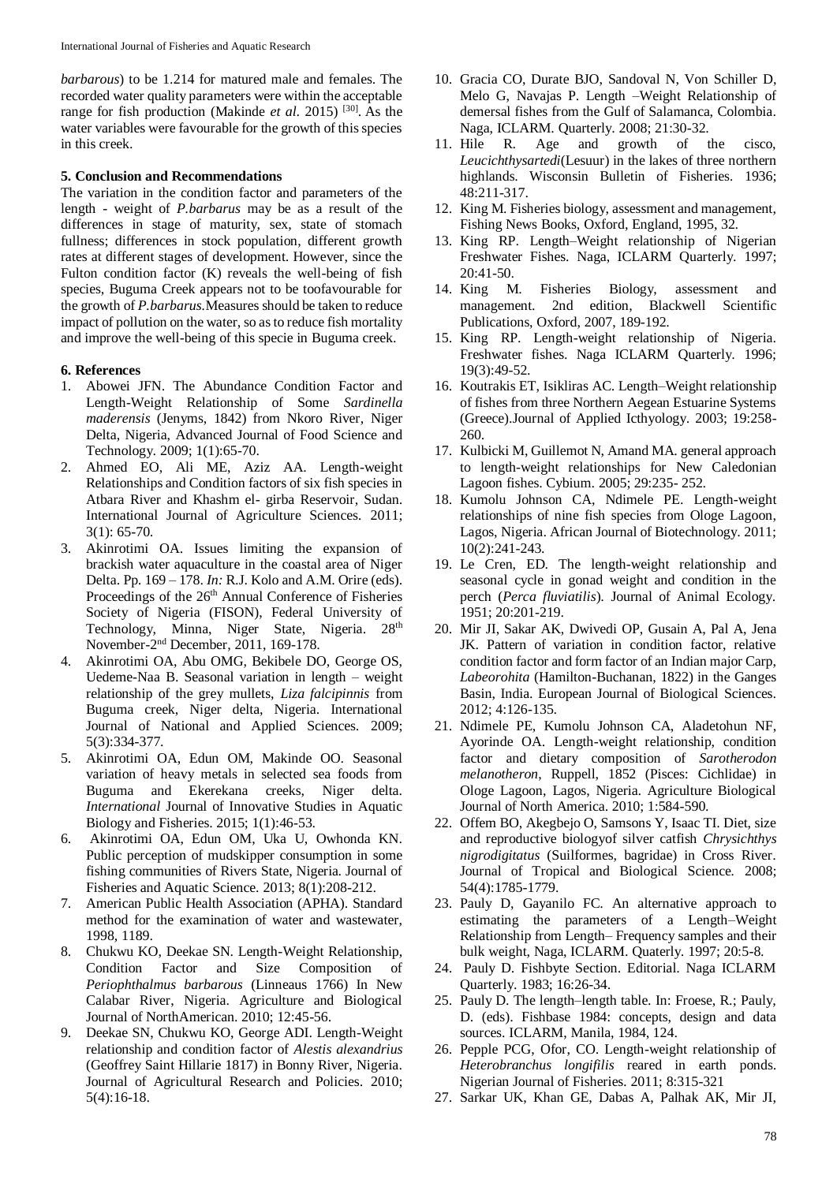*barbarous*) to be 1.214 for matured male and females. The recorded water quality parameters were within the acceptable range for fish production (Makinde *et al.* 2015) [30]. As the water variables were favourable for the growth of this species in this creek.

## 5. Conclusion and Recommendations

The variation in the condition factor and parameters of the length - weight of *P.barbarus* may be as a result of the differences in stage of maturity, sex, state of stomach fullness; differences in stock population, different growth rates at different stages of development. However, since the Fulton condition factor (K) reveals the well-being of fish species, Buguma Creek appears not to be toofavourable for the growth of *P.barbarus.*Measures should be taken to reduce impact of pollution on the water, so as to reduce fish mortality and improve the well-being of this specie in Buguma creek.

## 6. References

1. Abowei JFN. The Abundance Condition Factor and Length-Weight Relationship of Some *Sardinella maderensis* (Jenyms, 1842) from Nkoro River, Niger Delta, Nigeria, Advanced Journal of Food Science and Technology. 2009; 1(1):65-70.
2. Ahmed EO, Ali ME, Aziz AA. Length-weight Relationships and Condition factors of six fish species in Atbara River and Khashm el- girba Reservoir, Sudan. International Journal of Agriculture Sciences. 2011; 3(1): 65-70.
3. Akinrotimi OA. Issues limiting the expansion of brackish water aquaculture in the coastal area of Niger Delta. Pp. 169 – 178. *In:* R.J. Kolo and A.M. Orire (eds). Proceedings of the 26th Annual Conference of Fisheries Society of Nigeria (FISON), Federal University of Technology, Minna, Niger State, Nigeria. 28th November-2nd December, 2011, 169-178.
4. Akinrotimi OA, Abu OMG, Bekibele DO, George OS, Uedeme-Naa B. Seasonal variation in length – weight relationship of the grey mullets, *Liza falcipinnis* from Buguma creek, Niger delta, Nigeria. International Journal of National and Applied Sciences. 2009; 5(3):334-377.
5. Akinrotimi OA, Edun OM, Makinde OO. Seasonal variation of heavy metals in selected sea foods from Buguma and Ekerekana creeks, Niger delta. *International* Journal of Innovative Studies in Aquatic Biology and Fisheries. 2015; 1(1):46-53.
6. Akinrotimi OA, Edun OM, Uka U, Owhonda KN. Public perception of mudskipper consumption in some fishing communities of Rivers State, Nigeria. Journal of Fisheries and Aquatic Science. 2013; 8(1):208-212.
7. American Public Health Association (APHA). Standard method for the examination of water and wastewater, 1998, 1189.
8. Chukwu KO, Deekae SN. Length-Weight Relationship, Condition Factor and Size Composition of *Periophthalmus barbarous* (Linneaus 1766) In New Calabar River, Nigeria. Agriculture and Biological Journal of NorthAmerican. 2010; 12:45-56.
9. Deekae SN, Chukwu KO, George ADI. Length-Weight relationship and condition factor of *Alestis alexandrius* (Geoffrey Saint Hillarie 1817) in Bonny River, Nigeria. Journal of Agricultural Research and Policies. 2010; 5(4):16-18.
10. Gracia CO, Durate BJO, Sandoval N, Von Schiller D, Melo G, Navajas P. Length –Weight Relationship of demersal fishes from the Gulf of Salamanca, Colombia. Naga, ICLARM. Quarterly. 2008; 21:30-32.
11. Hile R. Age and growth of the cisco, *Leucichthysartedi*(Lesuur) in the lakes of three northern highlands. Wisconsin Bulletin of Fisheries. 1936; 48:211-317.
12. King M. Fisheries biology, assessment and management, Fishing News Books, Oxford, England, 1995, 32.
13. King RP. Length–Weight relationship of Nigerian Freshwater Fishes. Naga, ICLARM Quarterly. 1997; 20:41-50.
14. King M. Fisheries Biology, assessment and management. 2nd edition, Blackwell Scientific Publications, Oxford, 2007, 189-192.
15. King RP. Length-weight relationship of Nigeria. Freshwater fishes. Naga ICLARM Quarterly. 1996; 19(3):49-52.
16. Koutrakis ET, Isikliras AC. Length–Weight relationship of fishes from three Northern Aegean Estuarine Systems (Greece).Journal of Applied Icthyology. 2003; 19:258-260.
17. Kulbicki M, Guillemot N, Amand MA. general approach to length-weight relationships for New Caledonian Lagoon fishes. Cybium. 2005; 29:235- 252.
18. Kumolu Johnson CA, Ndimele PE. Length-weight relationships of nine fish species from Ologe Lagoon, Lagos, Nigeria. African Journal of Biotechnology. 2011; 10(2):241-243.
19. Le Cren, ED. The length-weight relationship and seasonal cycle in gonad weight and condition in the perch (*Perca fluviatilis*). Journal of Animal Ecology. 1951; 20:201-219.
20. Mir JI, Sakar AK, Dwivedi OP, Gusain A, Pal A, Jena JK. Pattern of variation in condition factor, relative condition factor and form factor of an Indian major Carp, *Labeorohita* (Hamilton-Buchanan, 1822) in the Ganges Basin, India. European Journal of Biological Sciences. 2012; 4:126-135.
21. Ndimele PE, Kumolu Johnson CA, Aladetohun NF, Ayorinde OA. Length-weight relationship, condition factor and dietary composition of *Sarotherodon melanotheron*, Ruppell, 1852 (Pisces: Cichlidae) in Ologe Lagoon, Lagos, Nigeria. Agriculture Biological Journal of North America. 2010; 1:584-590.
22. Offem BO, Akegbejo O, Samsons Y, Isaac TI. Diet, size and reproductive biologyof silver catfish *Chrysichthys nigrodigitatus* (Suilformes, bagridae) in Cross River. Journal of Tropical and Biological Science. 2008; 54(4):1785-1779.
23. Pauly D, Gayanilo FC. An alternative approach to estimating the parameters of a Length–Weight Relationship from Length– Frequency samples and their bulk weight, Naga, ICLARM. Quaterly. 1997; 20:5-8.
24. Pauly D. Fishbyte Section. Editorial. Naga ICLARM Quarterly. 1983; 16:26-34.
25. Pauly D. The length–length table. In: Froese, R.; Pauly, D. (eds). Fishbase 1984: concepts, design and data sources. ICLARM, Manila, 1984, 124.
26. Pepple PCG, Ofor, CO. Length-weight relationship of *Heterobranchus longifilis* reared in earth ponds. Nigerian Journal of Fisheries. 2011; 8:315-321
27. Sarkar UK, Khan GE, Dabas A, Palhak AK, Mir JI,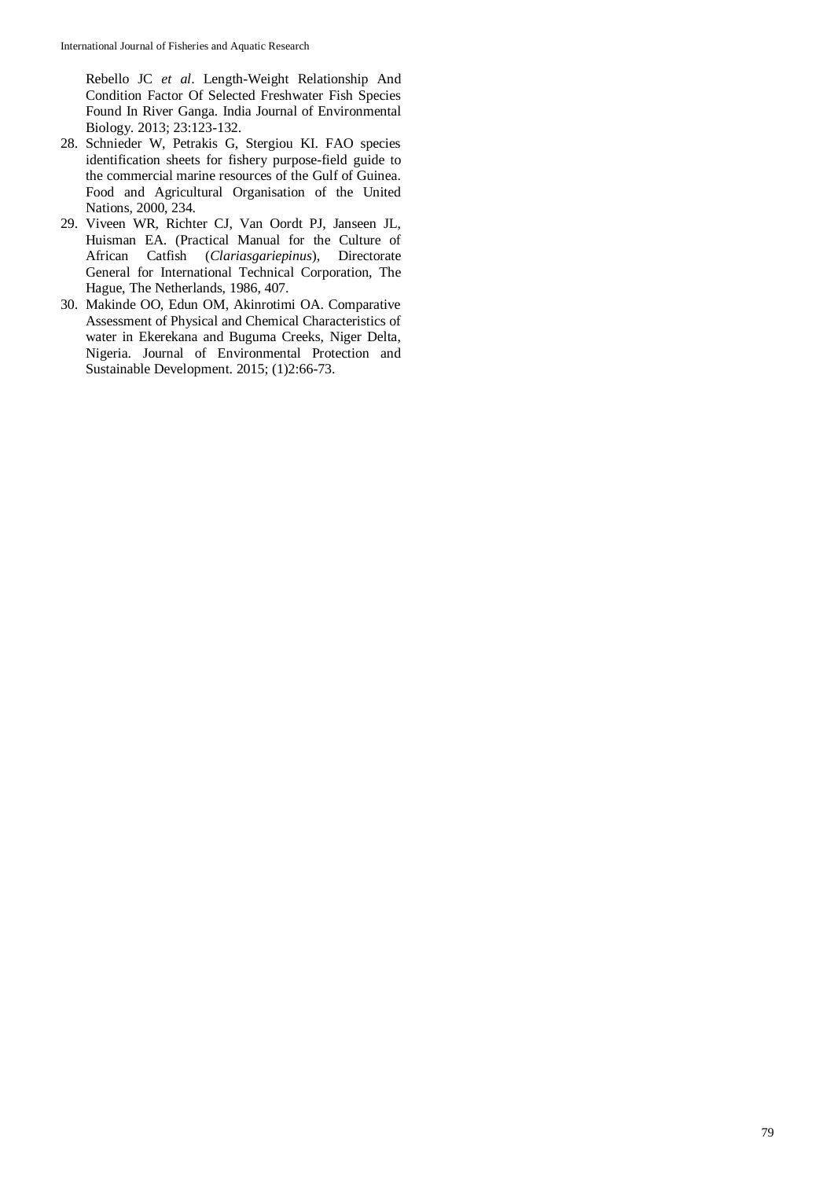Rebello JC *et al*. Length-Weight Relationship And Condition Factor Of Selected Freshwater Fish Species Found In River Ganga. India Journal of Environmental Biology. 2013; 23:123-132.

28. Schnieder W, Petrakis G, Stergiou KI. FAO species identification sheets for fishery purpose-field guide to the commercial marine resources of the Gulf of Guinea. Food and Agricultural Organisation of the United Nations, 2000, 234.
29. Viveen WR, Richter CJ, Van Oordt PJ, Janseen JL, Huisman EA. (Practical Manual for the Culture of African Catfish (*Clariasgariepinus*), Directorate General for International Technical Corporation, The Hague, The Netherlands, 1986, 407.
30. Makinde OO, Edun OM, Akinrotimi OA. Comparative Assessment of Physical and Chemical Characteristics of water in Ekerekana and Buguma Creeks, Niger Delta, Nigeria. Journal of Environmental Protection and Sustainable Development. 2015; (1)2:66-73.